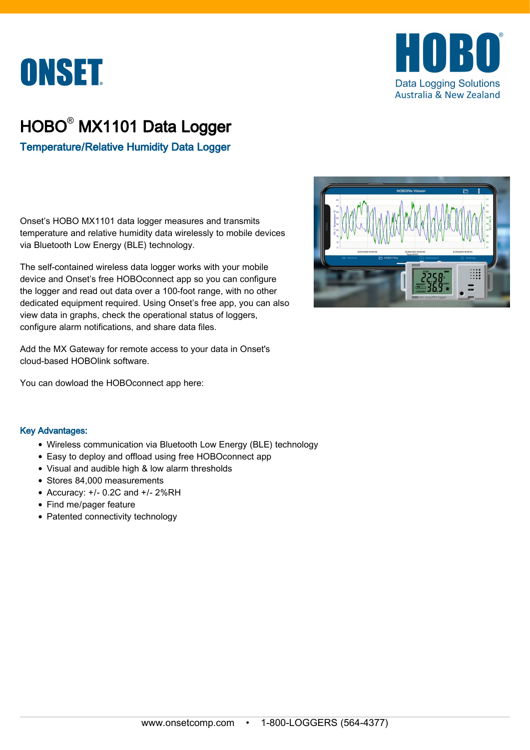ONSET

HOBO Data Logging Solutions Australia & New Zealand

# HOBO® MX1101 Data Logger

## Temperature/Relative Humidity Data Logger

Onset's HOBO MX1101 data logger measures and transmits temperature and relative humidity data wirelessly to mobile devices via Bluetooth Low Energy (BLE) technology.

The self-contained wireless data logger works with your mobile device and Onset's free HOBOconnect app so you can configure the logger and read out data over a 100-foot range, with no other dedicated equipment required. Using Onset's free app, you can also view data in graphs, check the operational status of loggers, configure alarm notifications, and share data files.

Add the MX Gateway for remote access to your data in Onset's cloud-based HOBOlink software.

You can dowload the HOBOconnect app here:

### Key Advantages:

- Wireless communication via Bluetooth Low Energy (BLE) technology
- Easy to deploy and offload using free HOBOconnect app
- Visual and audible high & low alarm thresholds
- Stores 84,000 measurements
- Accuracy: +/- 0.2C and +/- 2%RH
- Find me/pager feature
- Patented connectivity technology

www.onsetcomp.com • 1-800-LOGGERS (564-4377)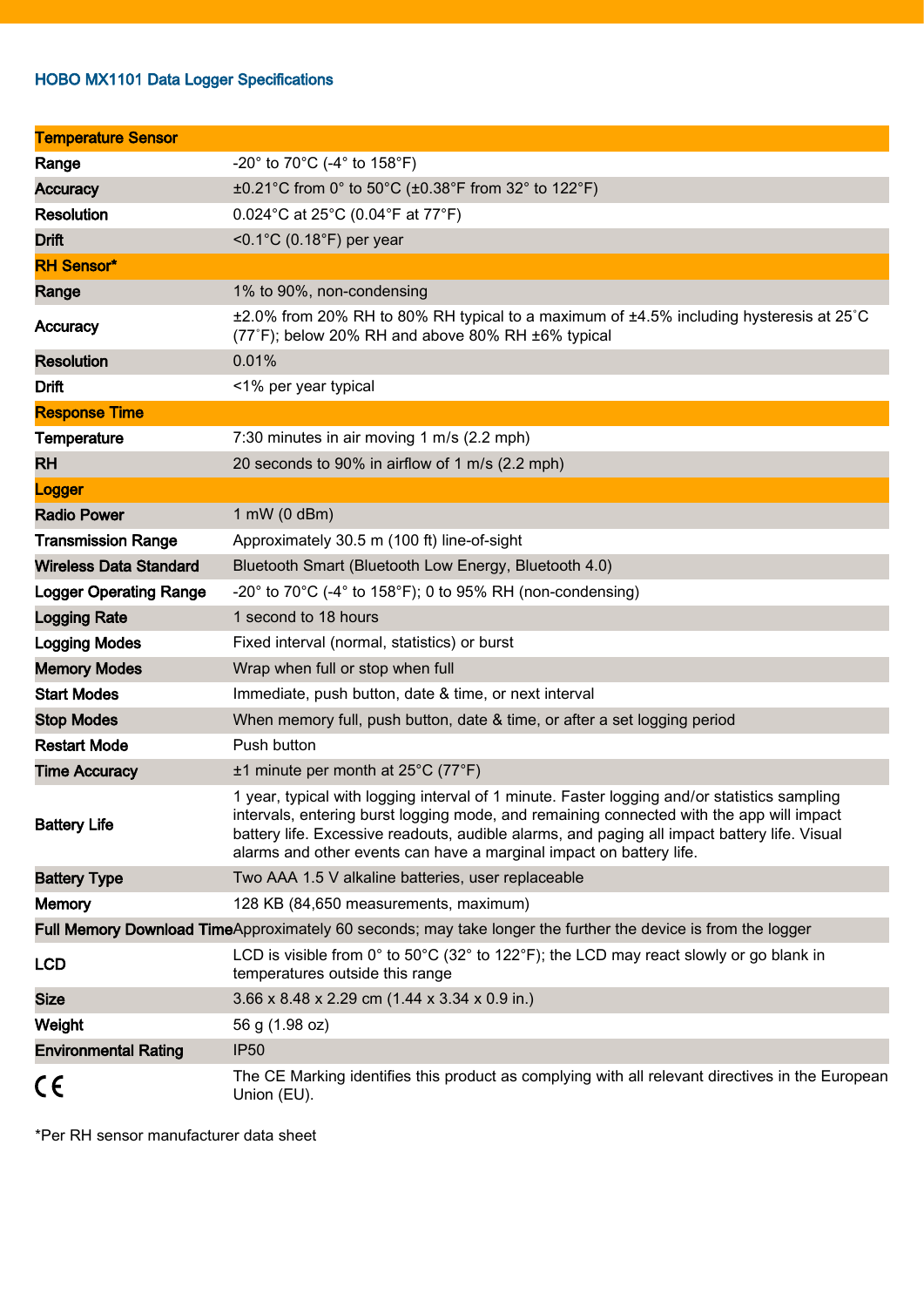## HOBO MX1101 Data Logger Specifications

| Temperature Sensor | |
|---|---|
| Range | -20° to 70°C (-4° to 158°F) |
| Accuracy | ±0.21°C from 0° to 50°C (±0.38°F from 32° to 122°F) |
| Resolution | 0.024°C at 25°C (0.04°F at 77°F) |
| Drift | <0.1°C (0.18°F) per year |
| **RH Sensor*** | |
| Range | 1% to 90%, non-condensing |
| Accuracy | ±2.0% from 20% RH to 80% RH typical to a maximum of ±4.5% including hysteresis at 25˚C (77˚F); below 20% RH and above 80% RH ±6% typical |
| Resolution | 0.01% |
| Drift | <1% per year typical |
| **Response Time** | |
| Temperature | 7:30 minutes in air moving 1 m/s (2.2 mph) |
| RH | 20 seconds to 90% in airflow of 1 m/s (2.2 mph) |
| **Logger** | |
| Radio Power | 1 mW (0 dBm) |
| Transmission Range | Approximately 30.5 m (100 ft) line-of-sight |
| Wireless Data Standard | Bluetooth Smart (Bluetooth Low Energy, Bluetooth 4.0) |
| Logger Operating Range | -20° to 70°C (-4° to 158°F); 0 to 95% RH (non-condensing) |
| Logging Rate | 1 second to 18 hours |
| Logging Modes | Fixed interval (normal, statistics) or burst |
| Memory Modes | Wrap when full or stop when full |
| Start Modes | Immediate, push button, date & time, or next interval |
| Stop Modes | When memory full, push button, date & time, or after a set logging period |
| Restart Mode | Push button |
| Time Accuracy | ±1 minute per month at 25°C (77°F) |
| Battery Life | 1 year, typical with logging interval of 1 minute. Faster logging and/or statistics sampling intervals, entering burst logging mode, and remaining connected with the app will impact battery life. Excessive readouts, audible alarms, and paging all impact battery life. Visual alarms and other events can have a marginal impact on battery life. |
| Battery Type | Two AAA 1.5 V alkaline batteries, user replaceable |
| Memory | 128 KB (84,650 measurements, maximum) |
| Full Memory Download Time | Approximately 60 seconds; may take longer the further the device is from the logger |
| LCD | LCD is visible from 0° to 50°C (32° to 122°F); the LCD may react slowly or go blank in temperatures outside this range |
| Size | 3.66 x 8.48 x 2.29 cm (1.44 x 3.34 x 0.9 in.) |
| Weight | 56 g (1.98 oz) |
| Environmental Rating | IP50 |
| CE | The CE Marking identifies this product as complying with all relevant directives in the European Union (EU). |

*Per RH sensor manufacturer data sheet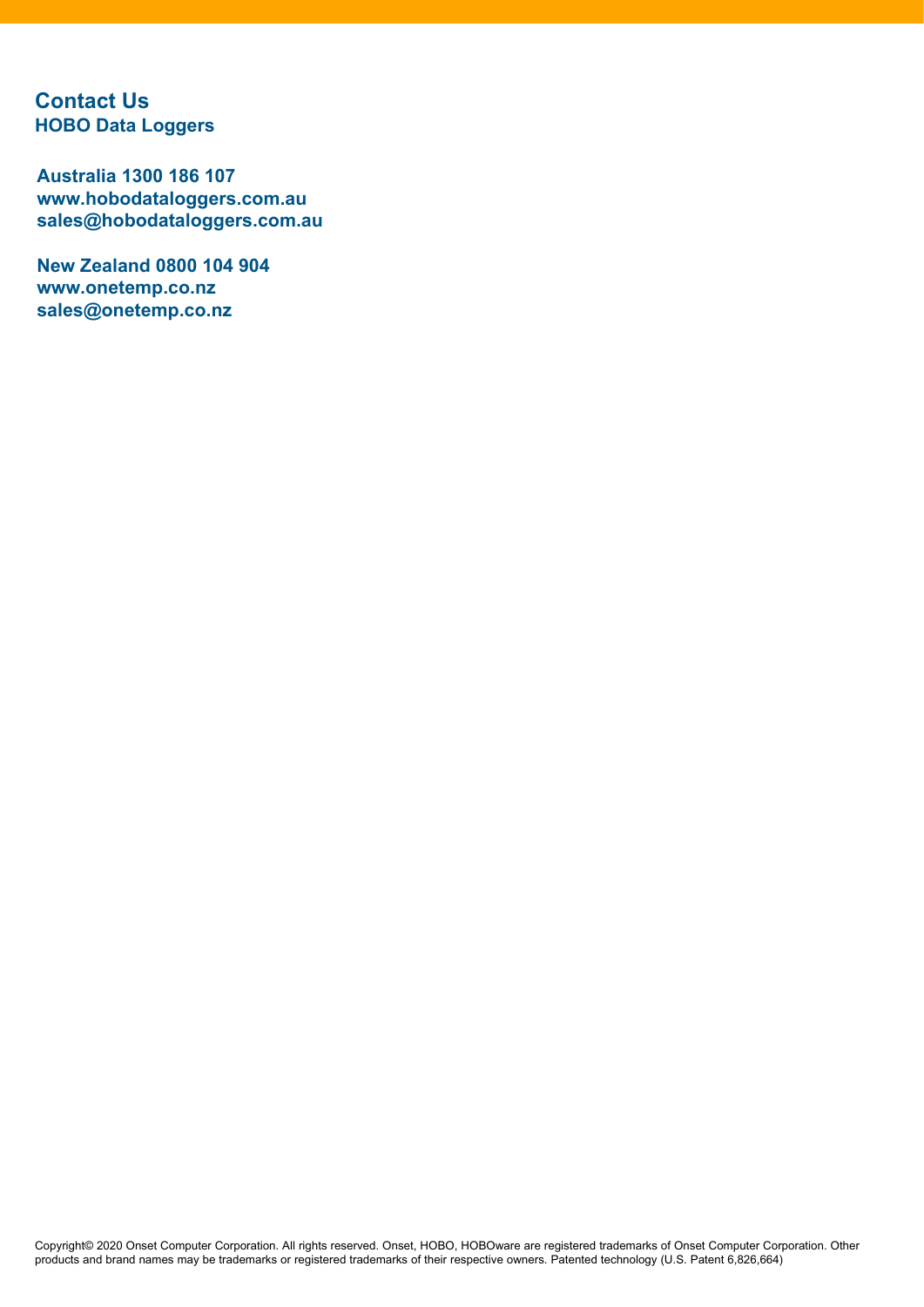## Contact Us

**HOBO Data Loggers**

**Australia 1300 186 107**
**www.hobodataloggers.com.au**
**sales@hobodataloggers.com.au**

**New Zealand 0800 104 904**
**www.onetemp.co.nz**
**sales@onetemp.co.nz**

Copyright© 2020 Onset Computer Corporation. All rights reserved. Onset, HOBO, HOBOware are registered trademarks of Onset Computer Corporation. Other products and brand names may be trademarks or registered trademarks of their respective owners. Patented technology (U.S. Patent 6,826,664)